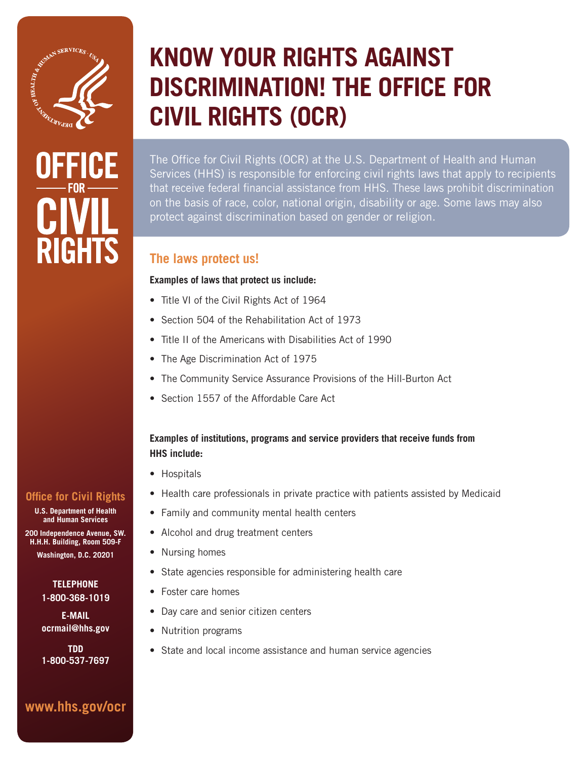# KNOW YOUR RIGHTS AGAINST DISCRIMINATION! THE OFFICE FOR CIVIL RIGHTS (OCR)

The Office for Civil Rights (OCR) at the U.S. Department of Health and Human Services (HHS) is responsible for enforcing civil rights laws that apply to recipients that receive federal financial assistance from HHS. These laws prohibit discrimination on the basis of race, color, national origin, disability or age. Some laws may also protect against discrimination based on gender or religion.

## The laws protect us!

**Examples of laws that protect us include:**

- Title VI of the Civil Rights Act of 1964
- Section 504 of the Rehabilitation Act of 1973
- Title II of the Americans with Disabilities Act of 1990
- The Age Discrimination Act of 1975
- The Community Service Assurance Provisions of the Hill-Burton Act
- Section 1557 of the Affordable Care Act

**Examples of institutions, programs and service providers that receive funds from HHS include:**

- Hospitals
- Health care professionals in private practice with patients assisted by Medicaid
- Family and community mental health centers
- Alcohol and drug treatment centers
- Nursing homes
- State agencies responsible for administering health care
- Foster care homes
- Day care and senior citizen centers
- Nutrition programs
- State and local income assistance and human service agencies

OFFICE FOR CIVIL RIGHTS

**Office for Civil Rights**

**U.S. Department of Health and Human Services**

**200 Independence Avenue, SW.**
**H.H.H. Building, Room 509-F**
**Washington, D.C. 20201**

**TELEPHONE**
**1-800-368-1019**

**E-MAIL**
**ocrmail@hhs.gov**

**TDD**
**1-800-537-7697**

**www.hhs.gov/ocr**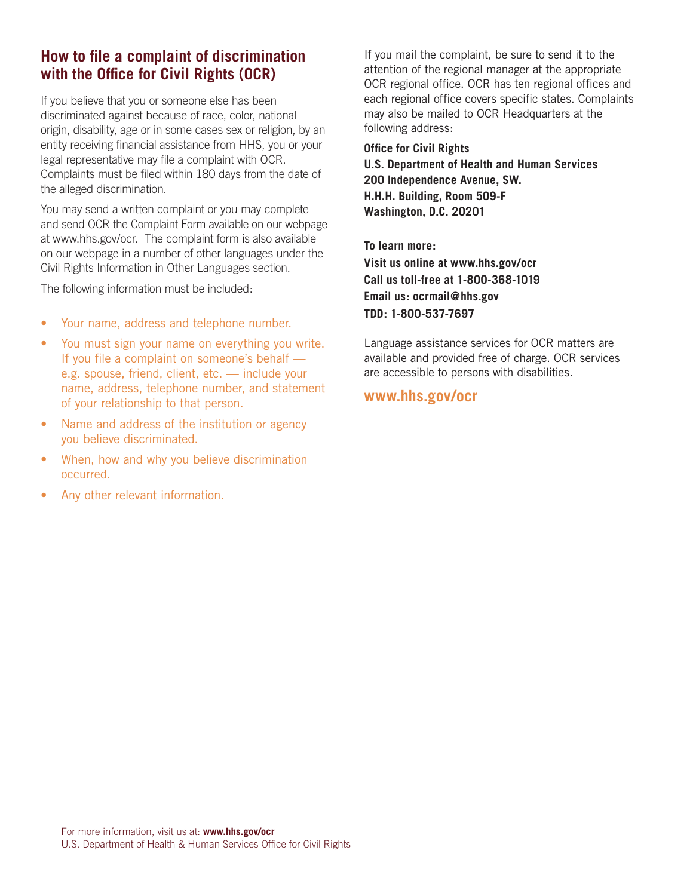## How to file a complaint of discrimination with the Office for Civil Rights (OCR)

If you believe that you or someone else has been discriminated against because of race, color, national origin, disability, age or in some cases sex or religion, by an entity receiving financial assistance from HHS, you or your legal representative may file a complaint with OCR. Complaints must be filed within 180 days from the date of the alleged discrimination.

You may send a written complaint or you may complete and send OCR the Complaint Form available on our webpage at www.hhs.gov/ocr. The complaint form is also available on our webpage in a number of other languages under the Civil Rights Information in Other Languages section.

The following information must be included:

- Your name, address and telephone number.
- You must sign your name on everything you write. If you file a complaint on someone's behalf — e.g. spouse, friend, client, etc. — include your name, address, telephone number, and statement of your relationship to that person.
- Name and address of the institution or agency you believe discriminated.
- When, how and why you believe discrimination occurred.
- Any other relevant information.

If you mail the complaint, be sure to send it to the attention of the regional manager at the appropriate OCR regional office. OCR has ten regional offices and each regional office covers specific states. Complaints may also be mailed to OCR Headquarters at the following address:

**Office for Civil Rights**
**U.S. Department of Health and Human Services**
**200 Independence Avenue, SW.**
**H.H.H. Building, Room 509-F**
**Washington, D.C. 20201**

**To learn more:**
**Visit us online at www.hhs.gov/ocr**
**Call us toll-free at 1-800-368-1019**
**Email us: ocrmail@hhs.gov**
**TDD: 1-800-537-7697**

Language assistance services for OCR matters are available and provided free of charge. OCR services are accessible to persons with disabilities.

**www.hhs.gov/ocr**

For more information, visit us at: **www.hhs.gov/ocr**
U.S. Department of Health & Human Services Office for Civil Rights